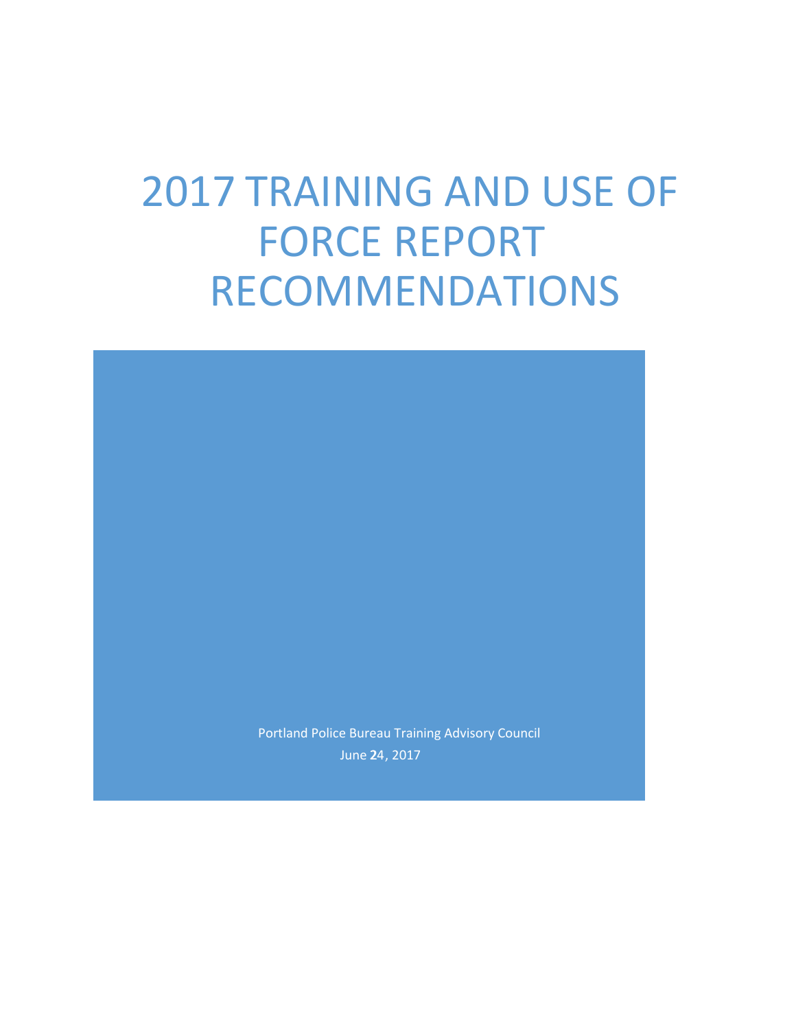# 2017 TRAINING AND USE OF FORCE REPORT RECOMMENDATIONS

Portland Police Bureau Training Advisory Council

June 24, 2017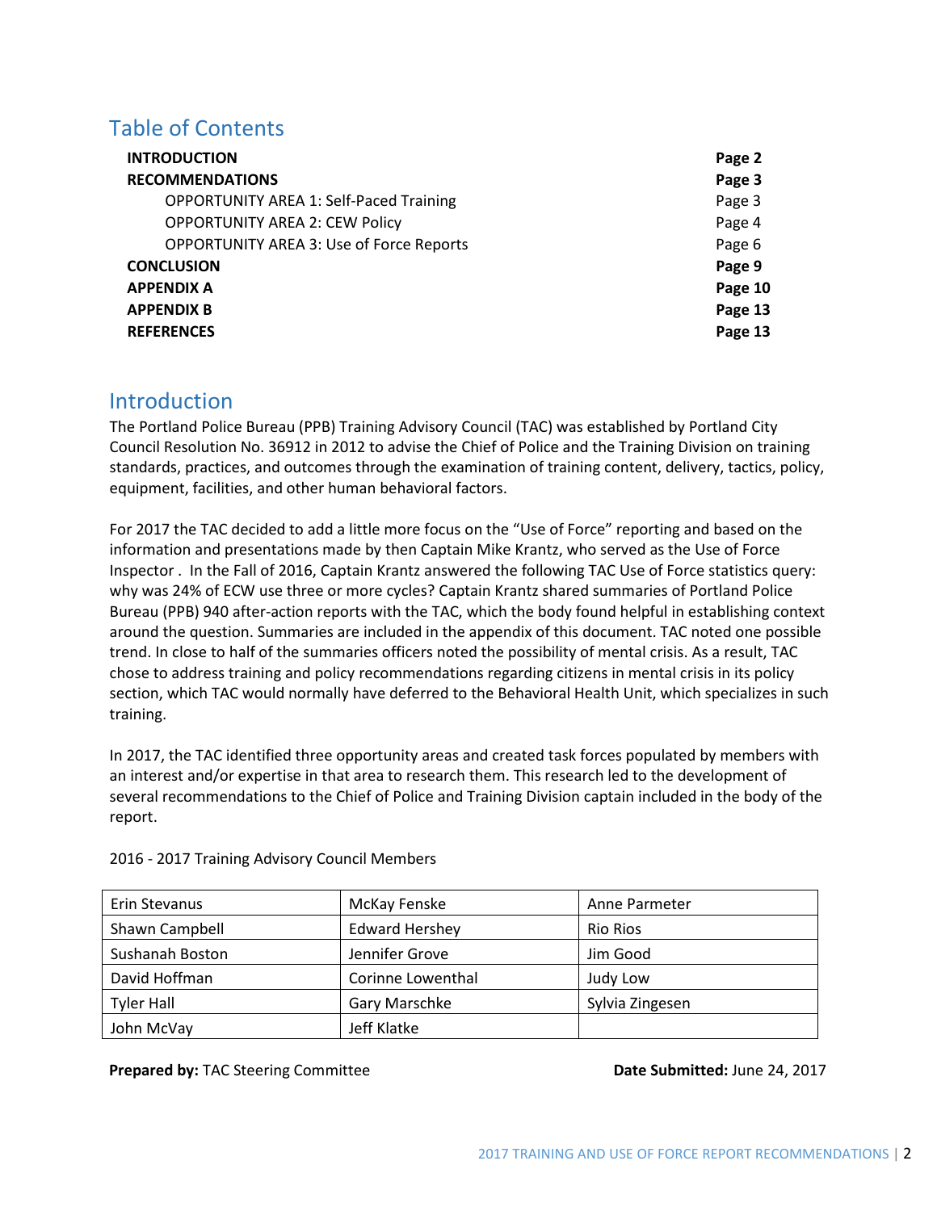## Table of Contents

| | |
|---|---|
| **INTRODUCTION** | **Page 2** |
| **RECOMMENDATIONS** | **Page 3** |
| OPPORTUNITY AREA 1: Self-Paced Training | Page 3 |
| OPPORTUNITY AREA 2: CEW Policy | Page 4 |
| OPPORTUNITY AREA 3: Use of Force Reports | Page 6 |
| **CONCLUSION** | **Page 9** |
| **APPENDIX A** | **Page 10** |
| **APPENDIX B** | **Page 13** |
| **REFERENCES** | **Page 13** |

## Introduction

The Portland Police Bureau (PPB) Training Advisory Council (TAC) was established by Portland City Council Resolution No. 36912 in 2012 to advise the Chief of Police and the Training Division on training standards, practices, and outcomes through the examination of training content, delivery, tactics, policy, equipment, facilities, and other human behavioral factors.

For 2017 the TAC decided to add a little more focus on the "Use of Force" reporting and based on the information and presentations made by then Captain Mike Krantz, who served as the Use of Force Inspector . In the Fall of 2016, Captain Krantz answered the following TAC Use of Force statistics query: why was 24% of ECW use three or more cycles? Captain Krantz shared summaries of Portland Police Bureau (PPB) 940 after-action reports with the TAC, which the body found helpful in establishing context around the question. Summaries are included in the appendix of this document. TAC noted one possible trend. In close to half of the summaries officers noted the possibility of mental crisis. As a result, TAC chose to address training and policy recommendations regarding citizens in mental crisis in its policy section, which TAC would normally have deferred to the Behavioral Health Unit, which specializes in such training.

In 2017, the TAC identified three opportunity areas and created task forces populated by members with an interest and/or expertise in that area to research them. This research led to the development of several recommendations to the Chief of Police and Training Division captain included in the body of the report.

2016 - 2017 Training Advisory Council Members

| | | |
|---|---|---|
| Erin Stevanus | McKay Fenske | Anne Parmeter |
| Shawn Campbell | Edward Hershey | Rio Rios |
| Sushanah Boston | Jennifer Grove | Jim Good |
| David Hoffman | Corinne Lowenthal | Judy Low |
| Tyler Hall | Gary Marschke | Sylvia Zingesen |
| John McVay | Jeff Klatke | |

**Prepared by:** TAC Steering Committee

**Date Submitted:** June 24, 2017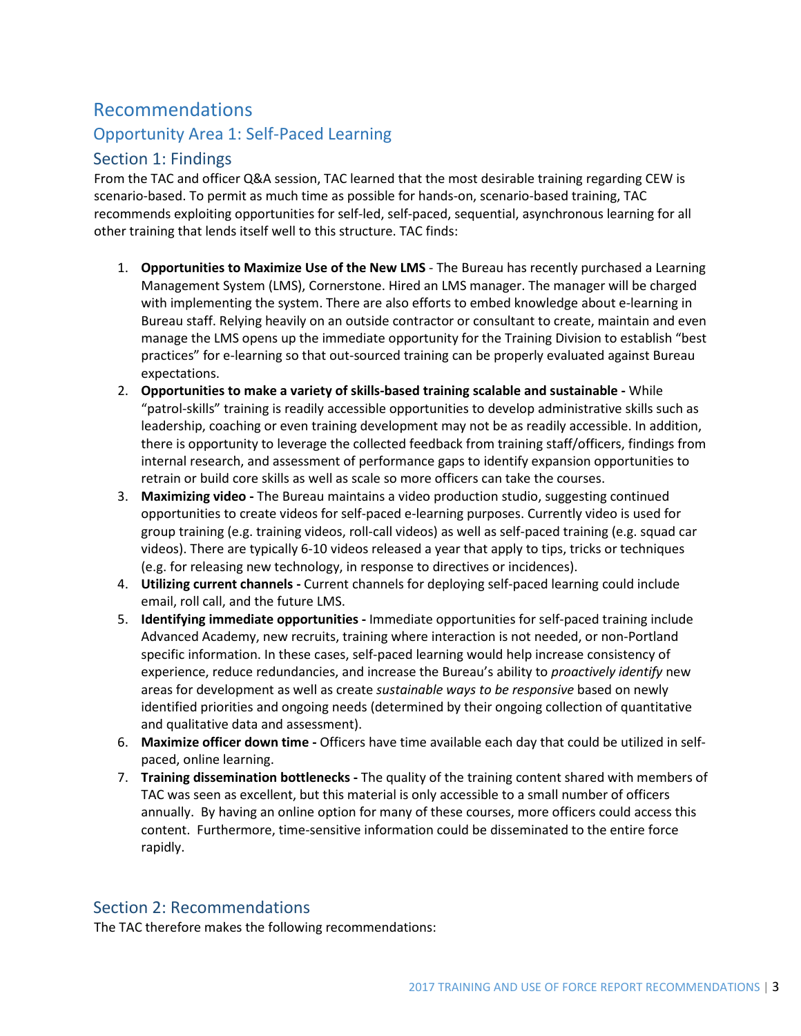# Recommendations

## Opportunity Area 1: Self-Paced Learning

### Section 1: Findings

From the TAC and officer Q&A session, TAC learned that the most desirable training regarding CEW is scenario-based. To permit as much time as possible for hands-on, scenario-based training, TAC recommends exploiting opportunities for self-led, self-paced, sequential, asynchronous learning for all other training that lends itself well to this structure. TAC finds:

1. **Opportunities to Maximize Use of the New LMS** - The Bureau has recently purchased a Learning Management System (LMS), Cornerstone. Hired an LMS manager. The manager will be charged with implementing the system. There are also efforts to embed knowledge about e-learning in Bureau staff. Relying heavily on an outside contractor or consultant to create, maintain and even manage the LMS opens up the immediate opportunity for the Training Division to establish "best practices" for e-learning so that out-sourced training can be properly evaluated against Bureau expectations.
2. **Opportunities to make a variety of skills-based training scalable and sustainable -** While "patrol-skills" training is readily accessible opportunities to develop administrative skills such as leadership, coaching or even training development may not be as readily accessible. In addition, there is opportunity to leverage the collected feedback from training staff/officers, findings from internal research, and assessment of performance gaps to identify expansion opportunities to retrain or build core skills as well as scale so more officers can take the courses.
3. **Maximizing video -** The Bureau maintains a video production studio, suggesting continued opportunities to create videos for self-paced e-learning purposes. Currently video is used for group training (e.g. training videos, roll-call videos) as well as self-paced training (e.g. squad car videos). There are typically 6-10 videos released a year that apply to tips, tricks or techniques (e.g. for releasing new technology, in response to directives or incidences).
4. **Utilizing current channels -** Current channels for deploying self-paced learning could include email, roll call, and the future LMS.
5. **Identifying immediate opportunities -** Immediate opportunities for self-paced training include Advanced Academy, new recruits, training where interaction is not needed, or non-Portland specific information. In these cases, self-paced learning would help increase consistency of experience, reduce redundancies, and increase the Bureau's ability to *proactively identify* new areas for development as well as create *sustainable ways to be responsive* based on newly identified priorities and ongoing needs (determined by their ongoing collection of quantitative and qualitative data and assessment).
6. **Maximize officer down time -** Officers have time available each day that could be utilized in self-paced, online learning.
7. **Training dissemination bottlenecks -** The quality of the training content shared with members of TAC was seen as excellent, but this material is only accessible to a small number of officers annually. By having an online option for many of these courses, more officers could access this content. Furthermore, time-sensitive information could be disseminated to the entire force rapidly.

### Section 2: Recommendations

The TAC therefore makes the following recommendations: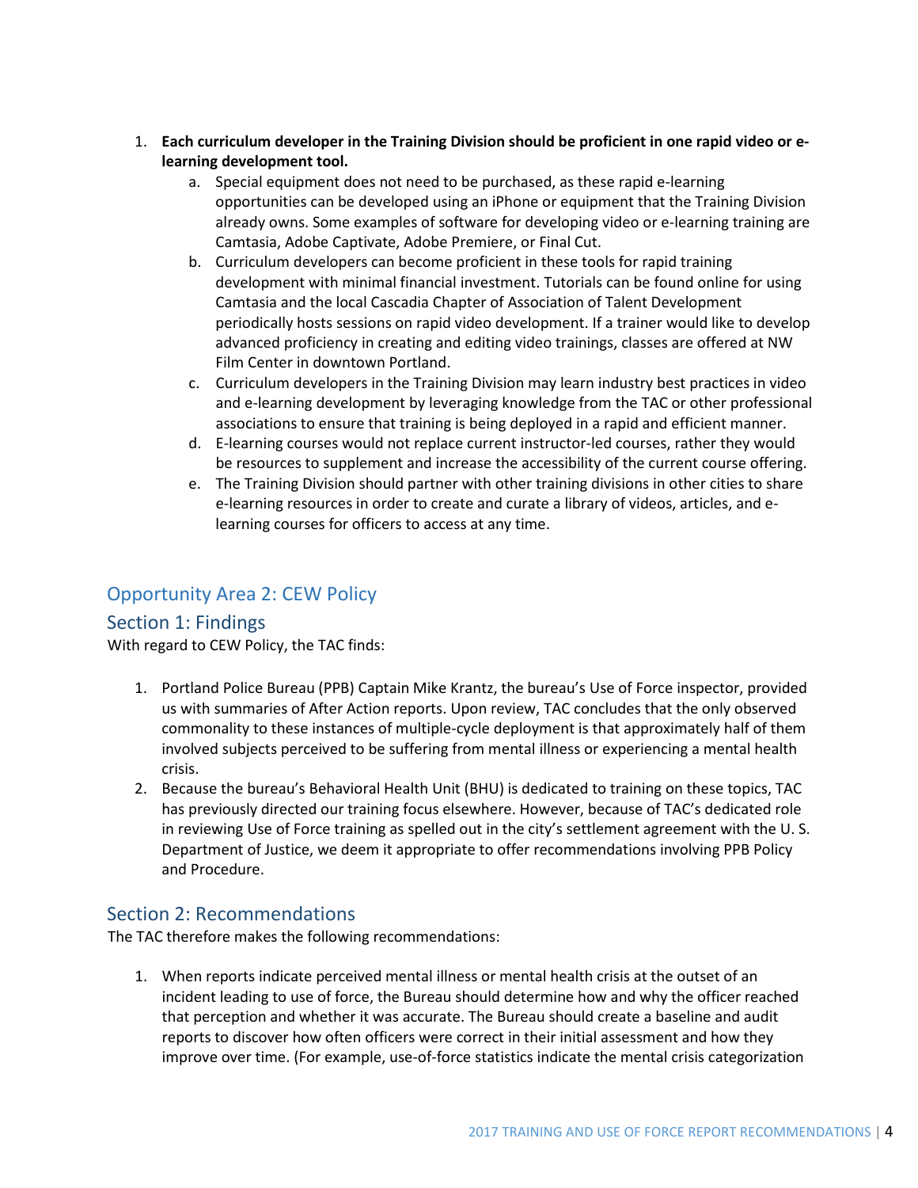1. **Each curriculum developer in the Training Division should be proficient in one rapid video or e-learning development tool.**
    a. Special equipment does not need to be purchased, as these rapid e-learning opportunities can be developed using an iPhone or equipment that the Training Division already owns. Some examples of software for developing video or e-learning training are Camtasia, Adobe Captivate, Adobe Premiere, or Final Cut.
    b. Curriculum developers can become proficient in these tools for rapid training development with minimal financial investment. Tutorials can be found online for using Camtasia and the local Cascadia Chapter of Association of Talent Development periodically hosts sessions on rapid video development. If a trainer would like to develop advanced proficiency in creating and editing video trainings, classes are offered at NW Film Center in downtown Portland.
    c. Curriculum developers in the Training Division may learn industry best practices in video and e-learning development by leveraging knowledge from the TAC or other professional associations to ensure that training is being deployed in a rapid and efficient manner.
    d. E-learning courses would not replace current instructor-led courses, rather they would be resources to supplement and increase the accessibility of the current course offering.
    e. The Training Division should partner with other training divisions in other cities to share e-learning resources in order to create and curate a library of videos, articles, and e-learning courses for officers to access at any time.

## Opportunity Area 2: CEW Policy

### Section 1: Findings

With regard to CEW Policy, the TAC finds:

1. Portland Police Bureau (PPB) Captain Mike Krantz, the bureau's Use of Force inspector, provided us with summaries of After Action reports. Upon review, TAC concludes that the only observed commonality to these instances of multiple-cycle deployment is that approximately half of them involved subjects perceived to be suffering from mental illness or experiencing a mental health crisis.
2. Because the bureau's Behavioral Health Unit (BHU) is dedicated to training on these topics, TAC has previously directed our training focus elsewhere. However, because of TAC's dedicated role in reviewing Use of Force training as spelled out in the city's settlement agreement with the U. S. Department of Justice, we deem it appropriate to offer recommendations involving PPB Policy and Procedure.

### Section 2: Recommendations

The TAC therefore makes the following recommendations:

1. When reports indicate perceived mental illness or mental health crisis at the outset of an incident leading to use of force, the Bureau should determine how and why the officer reached that perception and whether it was accurate. The Bureau should create a baseline and audit reports to discover how often officers were correct in their initial assessment and how they improve over time. (For example, use-of-force statistics indicate the mental crisis categorization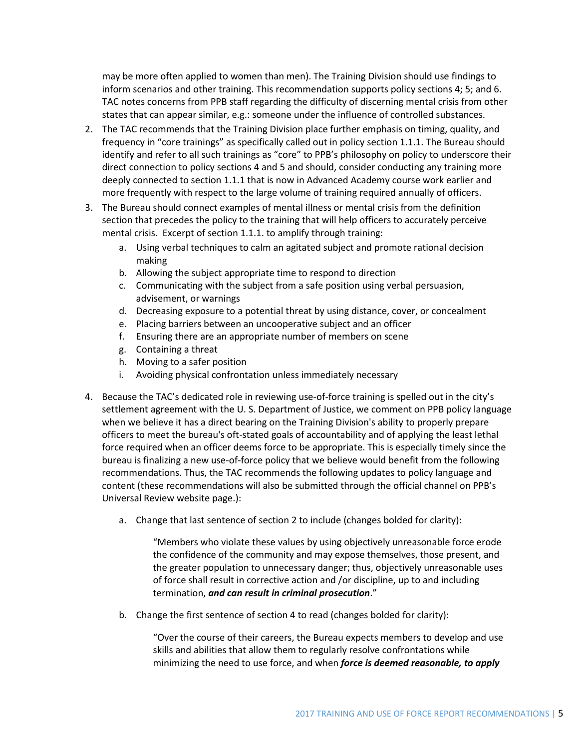may be more often applied to women than men). The Training Division should use findings to inform scenarios and other training. This recommendation supports policy sections 4; 5; and 6. TAC notes concerns from PPB staff regarding the difficulty of discerning mental crisis from other states that can appear similar, e.g.: someone under the influence of controlled substances.

2. The TAC recommends that the Training Division place further emphasis on timing, quality, and frequency in "core trainings" as specifically called out in policy section 1.1.1. The Bureau should identify and refer to all such trainings as "core" to PPB's philosophy on policy to underscore their direct connection to policy sections 4 and 5 and should, consider conducting any training more deeply connected to section 1.1.1 that is now in Advanced Academy course work earlier and more frequently with respect to the large volume of training required annually of officers.
3. The Bureau should connect examples of mental illness or mental crisis from the definition section that precedes the policy to the training that will help officers to accurately perceive mental crisis. Excerpt of section 1.1.1. to amplify through training:
   a. Using verbal techniques to calm an agitated subject and promote rational decision making
   b. Allowing the subject appropriate time to respond to direction
   c. Communicating with the subject from a safe position using verbal persuasion, advisement, or warnings
   d. Decreasing exposure to a potential threat by using distance, cover, or concealment
   e. Placing barriers between an uncooperative subject and an officer
   f. Ensuring there are an appropriate number of members on scene
   g. Containing a threat
   h. Moving to a safer position
   i. Avoiding physical confrontation unless immediately necessary
4. Because the TAC's dedicated role in reviewing use-of-force training is spelled out in the city's settlement agreement with the U. S. Department of Justice, we comment on PPB policy language when we believe it has a direct bearing on the Training Division's ability to properly prepare officers to meet the bureau's oft-stated goals of accountability and of applying the least lethal force required when an officer deems force to be appropriate. This is especially timely since the bureau is finalizing a new use-of-force policy that we believe would benefit from the following recommendations. Thus, the TAC recommends the following updates to policy language and content (these recommendations will also be submitted through the official channel on PPB's Universal Review website page.):

   a. Change that last sentence of section 2 to include (changes bolded for clarity):

      > "Members who violate these values by using objectively unreasonable force erode the confidence of the community and may expose themselves, those present, and the greater population to unnecessary danger; thus, objectively unreasonable uses of force shall result in corrective action and /or discipline, up to and including termination, ***and can result in criminal prosecution***."

   b. Change the first sentence of section 4 to read (changes bolded for clarity):

      > "Over the course of their careers, the Bureau expects members to develop and use skills and abilities that allow them to regularly resolve confrontations while minimizing the need to use force, and when ***force is deemed reasonable, to apply***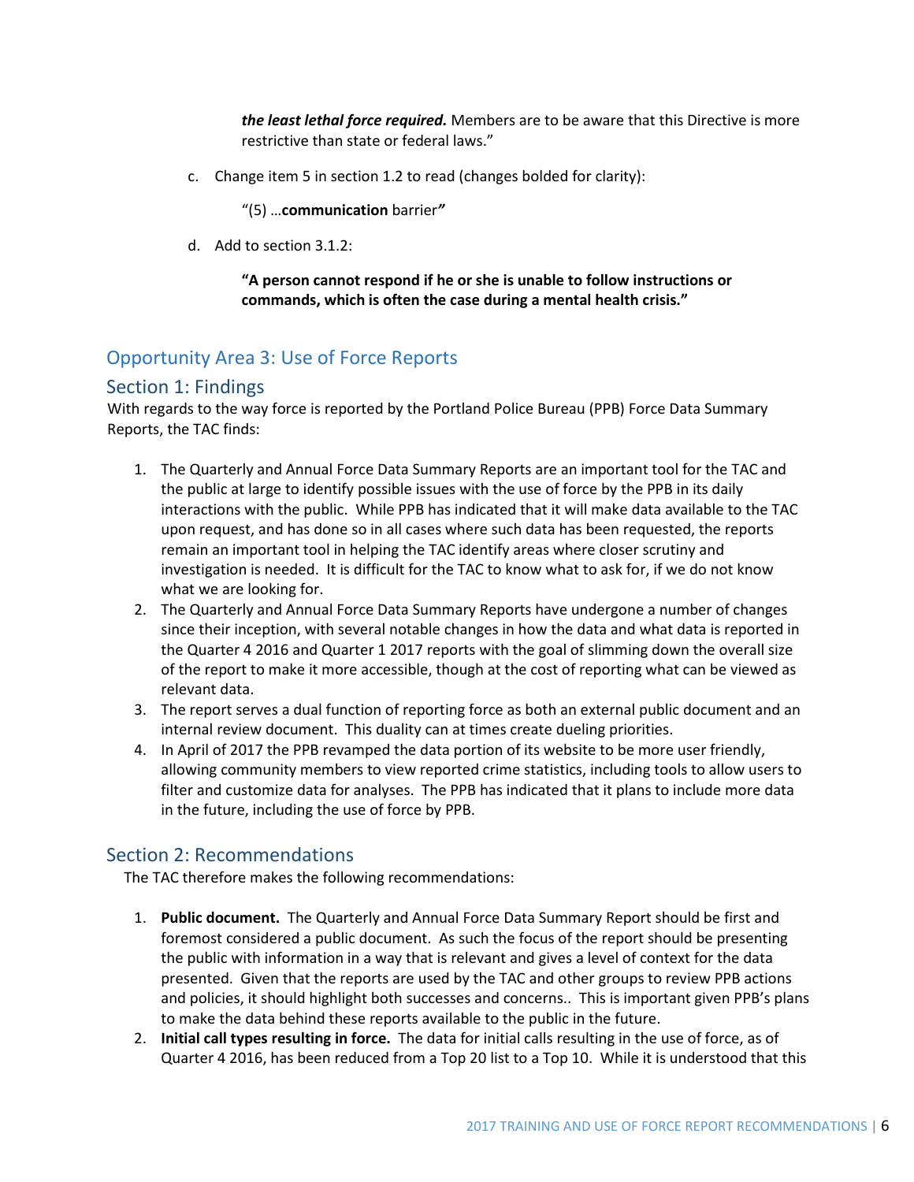***the least lethal force required.*** Members are to be aware that this Directive is more restrictive than state or federal laws."

c. Change item 5 in section 1.2 to read (changes bolded for clarity):

   "(5) …**communication** barrier*"*

d. Add to section 3.1.2:

   **"A person cannot respond if he or she is unable to follow instructions or commands, which is often the case during a mental health crisis."**

## Opportunity Area 3: Use of Force Reports

### Section 1: Findings

With regards to the way force is reported by the Portland Police Bureau (PPB) Force Data Summary Reports, the TAC finds:

1. The Quarterly and Annual Force Data Summary Reports are an important tool for the TAC and the public at large to identify possible issues with the use of force by the PPB in its daily interactions with the public. While PPB has indicated that it will make data available to the TAC upon request, and has done so in all cases where such data has been requested, the reports remain an important tool in helping the TAC identify areas where closer scrutiny and investigation is needed. It is difficult for the TAC to know what to ask for, if we do not know what we are looking for.
2. The Quarterly and Annual Force Data Summary Reports have undergone a number of changes since their inception, with several notable changes in how the data and what data is reported in the Quarter 4 2016 and Quarter 1 2017 reports with the goal of slimming down the overall size of the report to make it more accessible, though at the cost of reporting what can be viewed as relevant data.
3. The report serves a dual function of reporting force as both an external public document and an internal review document. This duality can at times create dueling priorities.
4. In April of 2017 the PPB revamped the data portion of its website to be more user friendly, allowing community members to view reported crime statistics, including tools to allow users to filter and customize data for analyses. The PPB has indicated that it plans to include more data in the future, including the use of force by PPB.

### Section 2: Recommendations

The TAC therefore makes the following recommendations:

1. **Public document.** The Quarterly and Annual Force Data Summary Report should be first and foremost considered a public document. As such the focus of the report should be presenting the public with information in a way that is relevant and gives a level of context for the data presented. Given that the reports are used by the TAC and other groups to review PPB actions and policies, it should highlight both successes and concerns.. This is important given PPB's plans to make the data behind these reports available to the public in the future.
2. **Initial call types resulting in force.** The data for initial calls resulting in the use of force, as of Quarter 4 2016, has been reduced from a Top 20 list to a Top 10. While it is understood that this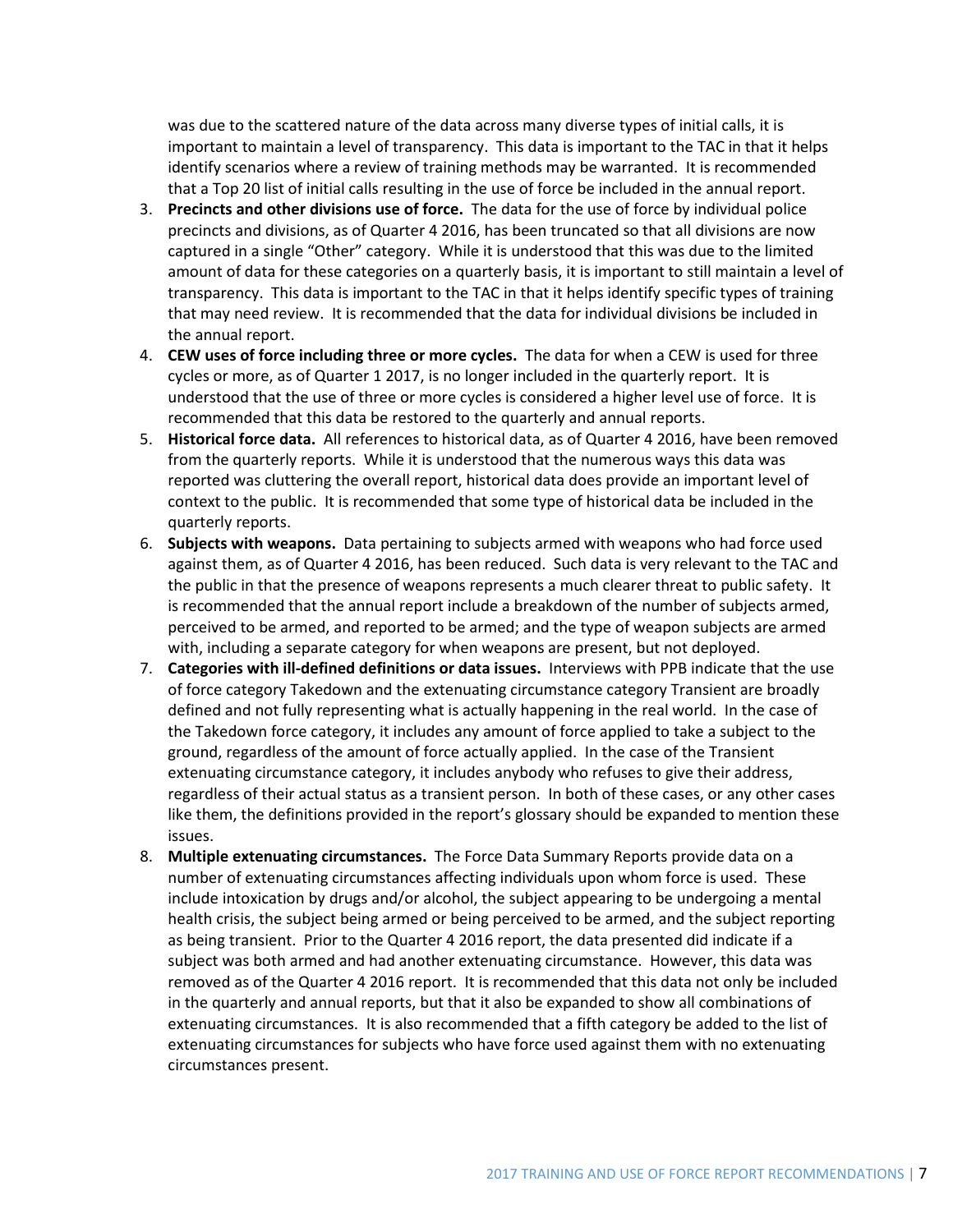was due to the scattered nature of the data across many diverse types of initial calls, it is important to maintain a level of transparency. This data is important to the TAC in that it helps identify scenarios where a review of training methods may be warranted. It is recommended that a Top 20 list of initial calls resulting in the use of force be included in the annual report.

3. **Precincts and other divisions use of force.** The data for the use of force by individual police precincts and divisions, as of Quarter 4 2016, has been truncated so that all divisions are now captured in a single "Other" category. While it is understood that this was due to the limited amount of data for these categories on a quarterly basis, it is important to still maintain a level of transparency. This data is important to the TAC in that it helps identify specific types of training that may need review. It is recommended that the data for individual divisions be included in the annual report.
4. **CEW uses of force including three or more cycles.** The data for when a CEW is used for three cycles or more, as of Quarter 1 2017, is no longer included in the quarterly report. It is understood that the use of three or more cycles is considered a higher level use of force. It is recommended that this data be restored to the quarterly and annual reports.
5. **Historical force data.** All references to historical data, as of Quarter 4 2016, have been removed from the quarterly reports. While it is understood that the numerous ways this data was reported was cluttering the overall report, historical data does provide an important level of context to the public. It is recommended that some type of historical data be included in the quarterly reports.
6. **Subjects with weapons.** Data pertaining to subjects armed with weapons who had force used against them, as of Quarter 4 2016, has been reduced. Such data is very relevant to the TAC and the public in that the presence of weapons represents a much clearer threat to public safety. It is recommended that the annual report include a breakdown of the number of subjects armed, perceived to be armed, and reported to be armed; and the type of weapon subjects are armed with, including a separate category for when weapons are present, but not deployed.
7. **Categories with ill-defined definitions or data issues.** Interviews with PPB indicate that the use of force category Takedown and the extenuating circumstance category Transient are broadly defined and not fully representing what is actually happening in the real world. In the case of the Takedown force category, it includes any amount of force applied to take a subject to the ground, regardless of the amount of force actually applied. In the case of the Transient extenuating circumstance category, it includes anybody who refuses to give their address, regardless of their actual status as a transient person. In both of these cases, or any other cases like them, the definitions provided in the report's glossary should be expanded to mention these issues.
8. **Multiple extenuating circumstances.** The Force Data Summary Reports provide data on a number of extenuating circumstances affecting individuals upon whom force is used. These include intoxication by drugs and/or alcohol, the subject appearing to be undergoing a mental health crisis, the subject being armed or being perceived to be armed, and the subject reporting as being transient. Prior to the Quarter 4 2016 report, the data presented did indicate if a subject was both armed and had another extenuating circumstance. However, this data was removed as of the Quarter 4 2016 report. It is recommended that this data not only be included in the quarterly and annual reports, but that it also be expanded to show all combinations of extenuating circumstances. It is also recommended that a fifth category be added to the list of extenuating circumstances for subjects who have force used against them with no extenuating circumstances present.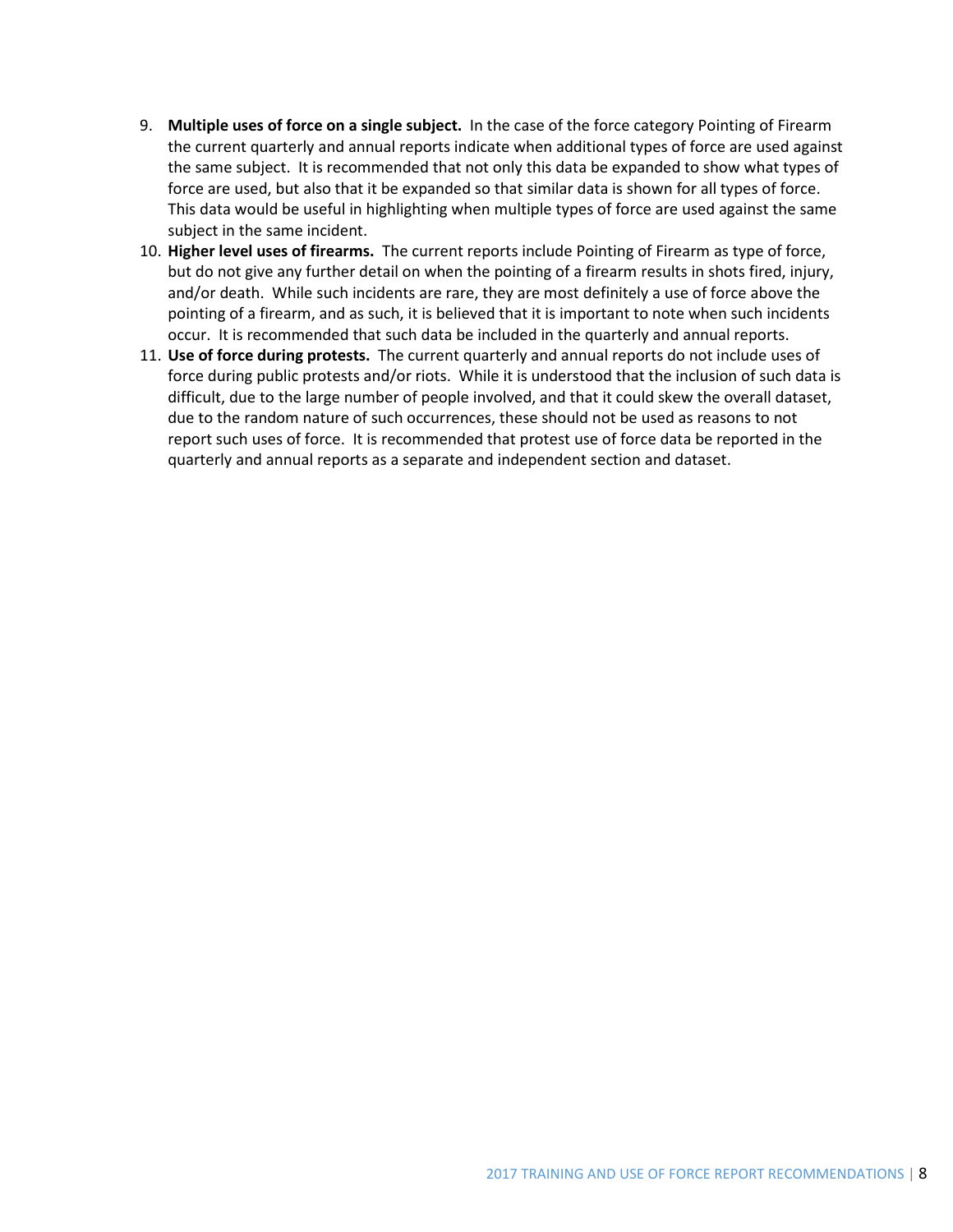9. **Multiple uses of force on a single subject.** In the case of the force category Pointing of Firearm the current quarterly and annual reports indicate when additional types of force are used against the same subject. It is recommended that not only this data be expanded to show what types of force are used, but also that it be expanded so that similar data is shown for all types of force. This data would be useful in highlighting when multiple types of force are used against the same subject in the same incident.
10. **Higher level uses of firearms.** The current reports include Pointing of Firearm as type of force, but do not give any further detail on when the pointing of a firearm results in shots fired, injury, and/or death. While such incidents are rare, they are most definitely a use of force above the pointing of a firearm, and as such, it is believed that it is important to note when such incidents occur. It is recommended that such data be included in the quarterly and annual reports.
11. **Use of force during protests.** The current quarterly and annual reports do not include uses of force during public protests and/or riots. While it is understood that the inclusion of such data is difficult, due to the large number of people involved, and that it could skew the overall dataset, due to the random nature of such occurrences, these should not be used as reasons to not report such uses of force. It is recommended that protest use of force data be reported in the quarterly and annual reports as a separate and independent section and dataset.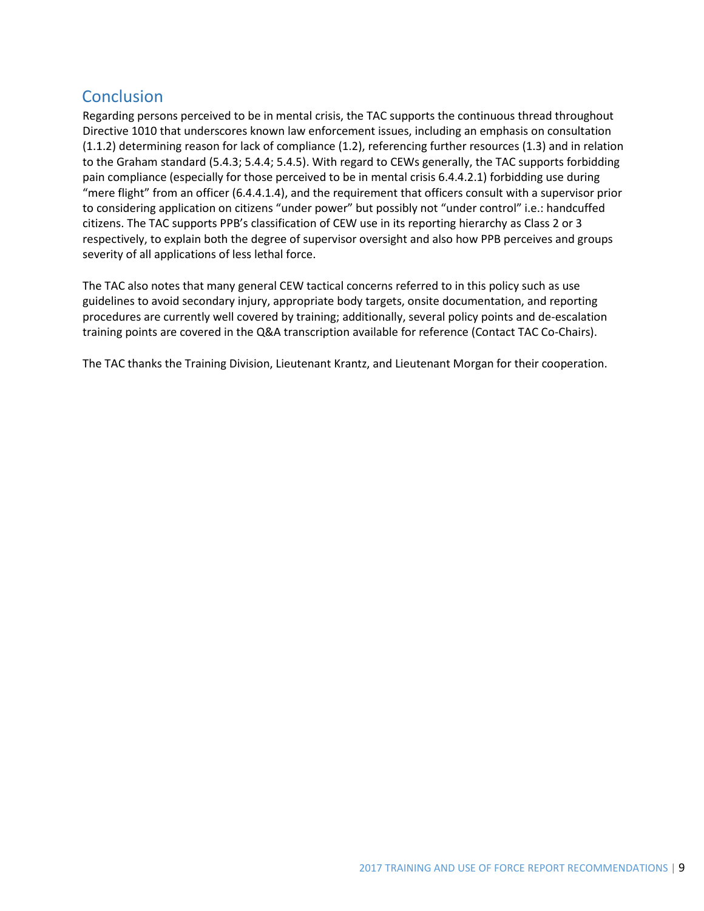## Conclusion

Regarding persons perceived to be in mental crisis, the TAC supports the continuous thread throughout Directive 1010 that underscores known law enforcement issues, including an emphasis on consultation (1.1.2) determining reason for lack of compliance (1.2), referencing further resources (1.3) and in relation to the Graham standard (5.4.3; 5.4.4; 5.4.5). With regard to CEWs generally, the TAC supports forbidding pain compliance (especially for those perceived to be in mental crisis 6.4.4.2.1) forbidding use during “mere flight” from an officer (6.4.4.1.4), and the requirement that officers consult with a supervisor prior to considering application on citizens “under power” but possibly not “under control” i.e.: handcuffed citizens. The TAC supports PPB’s classification of CEW use in its reporting hierarchy as Class 2 or 3 respectively, to explain both the degree of supervisor oversight and also how PPB perceives and groups severity of all applications of less lethal force.

The TAC also notes that many general CEW tactical concerns referred to in this policy such as use guidelines to avoid secondary injury, appropriate body targets, onsite documentation, and reporting procedures are currently well covered by training; additionally, several policy points and de-escalation training points are covered in the Q&A transcription available for reference (Contact TAC Co-Chairs).

The TAC thanks the Training Division, Lieutenant Krantz, and Lieutenant Morgan for their cooperation.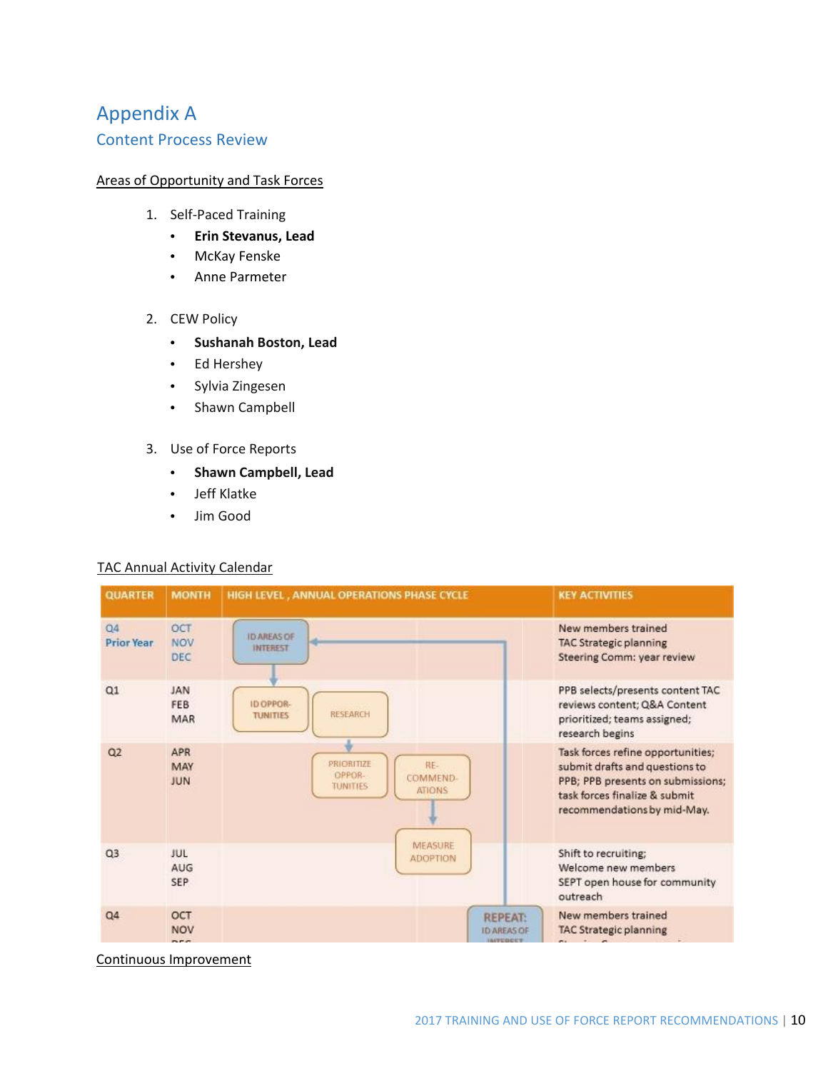# Appendix A

## Content Process Review

Areas of Opportunity and Task Forces

1. Self-Paced Training
   - **Erin Stevanus, Lead**
   - McKay Fenske
   - Anne Parmeter

2. CEW Policy
   - **Sushanah Boston, Lead**
   - Ed Hershey
   - Sylvia Zingesen
   - Shawn Campbell

3. Use of Force Reports
   - **Shawn Campbell, Lead**
   - Jeff Klatke
   - Jim Good

TAC Annual Activity Calendar

| QUARTER | MONTH | HIGH LEVEL, ANNUAL OPERATIONS PHASE CYCLE | KEY ACTIVITIES |
|---|---|---|---|
| Q4 Prior Year | OCT NOV DEC | ID AREAS OF INTEREST | New members trained TAC Strategic planning Steering Comm: year review |
| Q1 | JAN FEB MAR | ID OPPOR-TUNITIES; RESEARCH | PPB selects/presents content TAC reviews content; Q&A Content prioritized; teams assigned; research begins |
| Q2 | APR MAY JUN | PRIORITIZE OPPOR-TUNITIES; RE-COMMEND-ATIONS | Task forces refine opportunities; submit drafts and questions to PPB; PPB presents on submissions; task forces finalize & submit recommendations by mid-May. |
| Q3 | JUL AUG SEP | MEASURE ADOPTION | Shift to recruiting; Welcome new members SEPT open house for community outreach |
| Q4 | OCT NOV DEC | REPEAT: ID AREAS OF INTEREST | New members trained TAC Strategic planning |

Continuous Improvement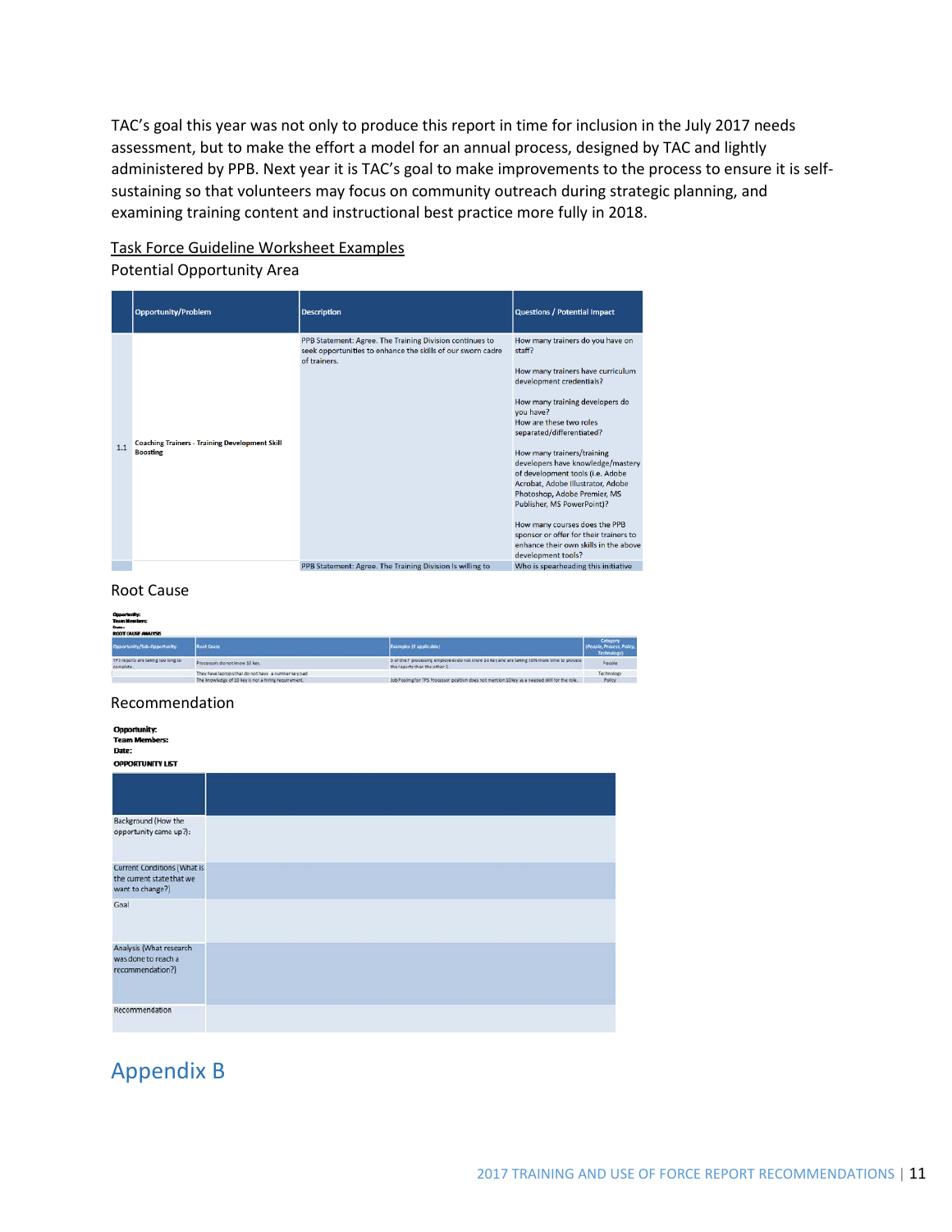TAC's goal this year was not only to produce this report in time for inclusion in the July 2017 needs assessment, but to make the effort a model for an annual process, designed by TAC and lightly administered by PPB. Next year it is TAC's goal to make improvements to the process to ensure it is self-sustaining so that volunteers may focus on community outreach during strategic planning, and examining training content and instructional best practice more fully in 2018.

Task Force Guideline Worksheet Examples

Potential Opportunity Area

| | Opportunity/Problem | Description | Questions / Potential Impact |
|---|---|---|---|
| 1.1 | Coaching Trainers - Training Development Skill Boosting | PPB Statement: Agree. The Training Division continues to seek opportunities to enhance the skills of our sworn cadre of trainers. | How many trainers do you have on staff? How many trainers have curriculum development credentials? How many training developers do you have? How are these two roles separated/differentiated? How many trainers/training developers have knowledge/mastery of development tools (i.e. Adobe Acrobat, Adobe Illustrator, Adobe Photoshop, Adobe Premier, MS Publisher, MS PowerPoint)? How many courses does the PPB sponsor or offer for their trainers to enhance their own skills in the above development tools? |
| | | PPB Statement: Agree. The Training Division is willing to | Who is spearheading this initiative |

Root Cause

**Opportunity:**
**Team Members:**
**Date:**
**ROOT CAUSE ANALYSIS**

| Opportunity/Sub-Opportunity | Root Cause | Examples (if applicable) | Category (People, Process, Policy, Technology) |
|---|---|---|---|
| TPS reports are taking too long to complete. | Processors do not know 10 key. | 3 of the 7 processing employees do not know 10 key and are taking 10% more time to process the reports than the other 4. | People |
| | They have laptops that do not have a number key pad | | Technology |
| | The knowledge of 10 key is not a hiring requirement. | Job Posting for TPS Processor position does not mention 10 key as a needed skill for the role. | Policy |

Recommendation

**Opportunity:**
**Team Members:**
**Date:**
**OPPORTUNITY LIST**

| | |
|---|---|
| Background (How the opportunity came up?): | |
| Current Conditions (What is the current state that we want to change?) | |
| Goal | |
| Analysis (What research was done to reach a recommendation?) | |
| Recommendation | |

# Appendix B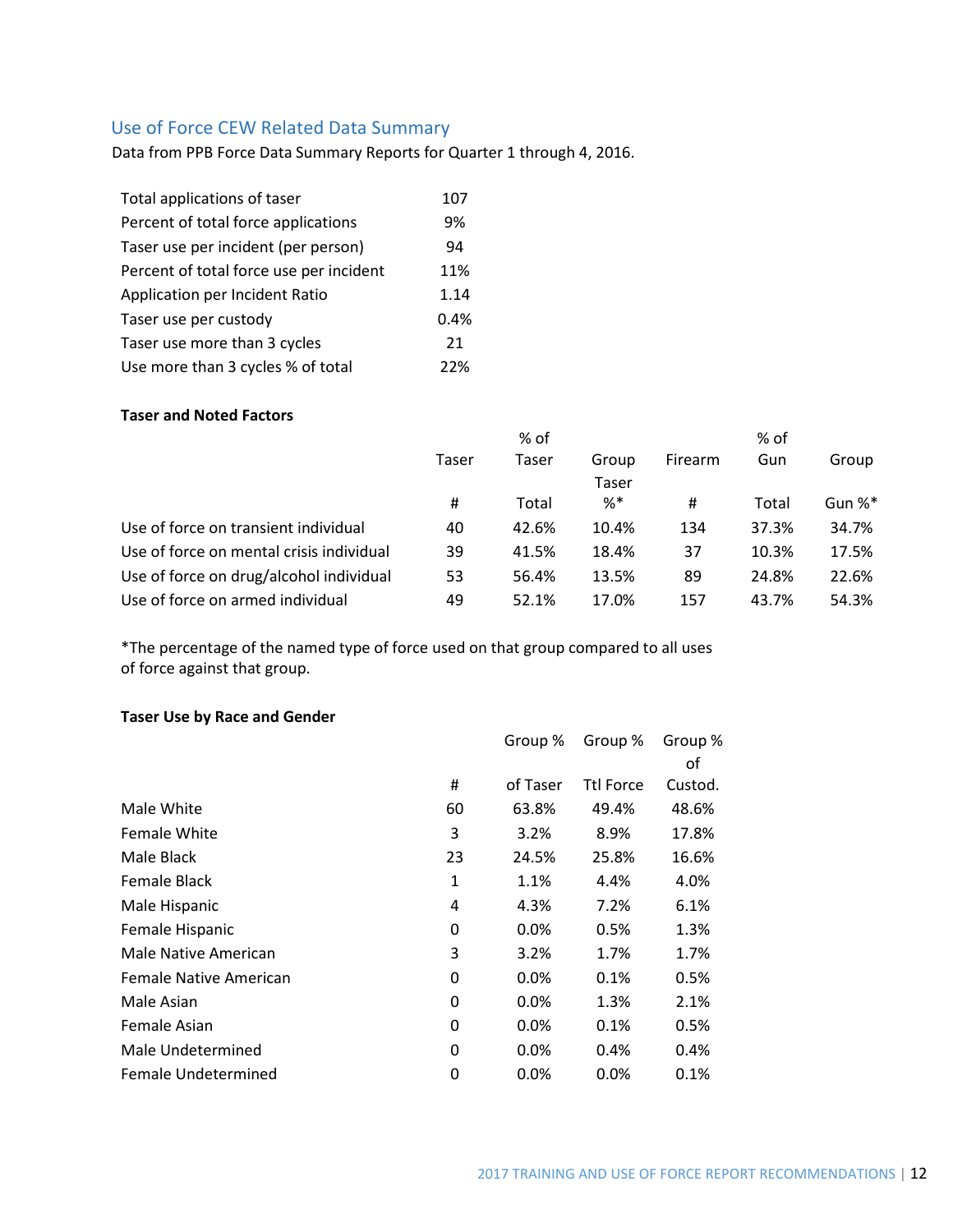## Use of Force CEW Related Data Summary

Data from PPB Force Data Summary Reports for Quarter 1 through 4, 2016.

| | |
|---|---|
| Total applications of taser | 107 |
| Percent of total force applications | 9% |
| Taser use per incident (per person) | 94 |
| Percent of total force use per incident | 11% |
| Application per Incident Ratio | 1.14 |
| Taser use per custody | 0.4% |
| Taser use more than 3 cycles | 21 |
| Use more than 3 cycles % of total | 22% |

**Taser and Noted Factors**

| | Taser # | % of Taser Total | Group Taser %* | Firearm # | % of Gun Total | Group Gun %* |
|---|---|---|---|---|---|---|
| Use of force on transient individual | 40 | 42.6% | 10.4% | 134 | 37.3% | 34.7% |
| Use of force on mental crisis individual | 39 | 41.5% | 18.4% | 37 | 10.3% | 17.5% |
| Use of force on drug/alcohol individual | 53 | 56.4% | 13.5% | 89 | 24.8% | 22.6% |
| Use of force on armed individual | 49 | 52.1% | 17.0% | 157 | 43.7% | 54.3% |

*The percentage of the named type of force used on that group compared to all uses of force against that group.

**Taser Use by Race and Gender**

| | # | Group % of Taser | Group % Ttl Force | Group % of Custod. |
|---|---|---|---|---|
| Male White | 60 | 63.8% | 49.4% | 48.6% |
| Female White | 3 | 3.2% | 8.9% | 17.8% |
| Male Black | 23 | 24.5% | 25.8% | 16.6% |
| Female Black | 1 | 1.1% | 4.4% | 4.0% |
| Male Hispanic | 4 | 4.3% | 7.2% | 6.1% |
| Female Hispanic | 0 | 0.0% | 0.5% | 1.3% |
| Male Native American | 3 | 3.2% | 1.7% | 1.7% |
| Female Native American | 0 | 0.0% | 0.1% | 0.5% |
| Male Asian | 0 | 0.0% | 1.3% | 2.1% |
| Female Asian | 0 | 0.0% | 0.1% | 0.5% |
| Male Undetermined | 0 | 0.0% | 0.4% | 0.4% |
| Female Undetermined | 0 | 0.0% | 0.0% | 0.1% |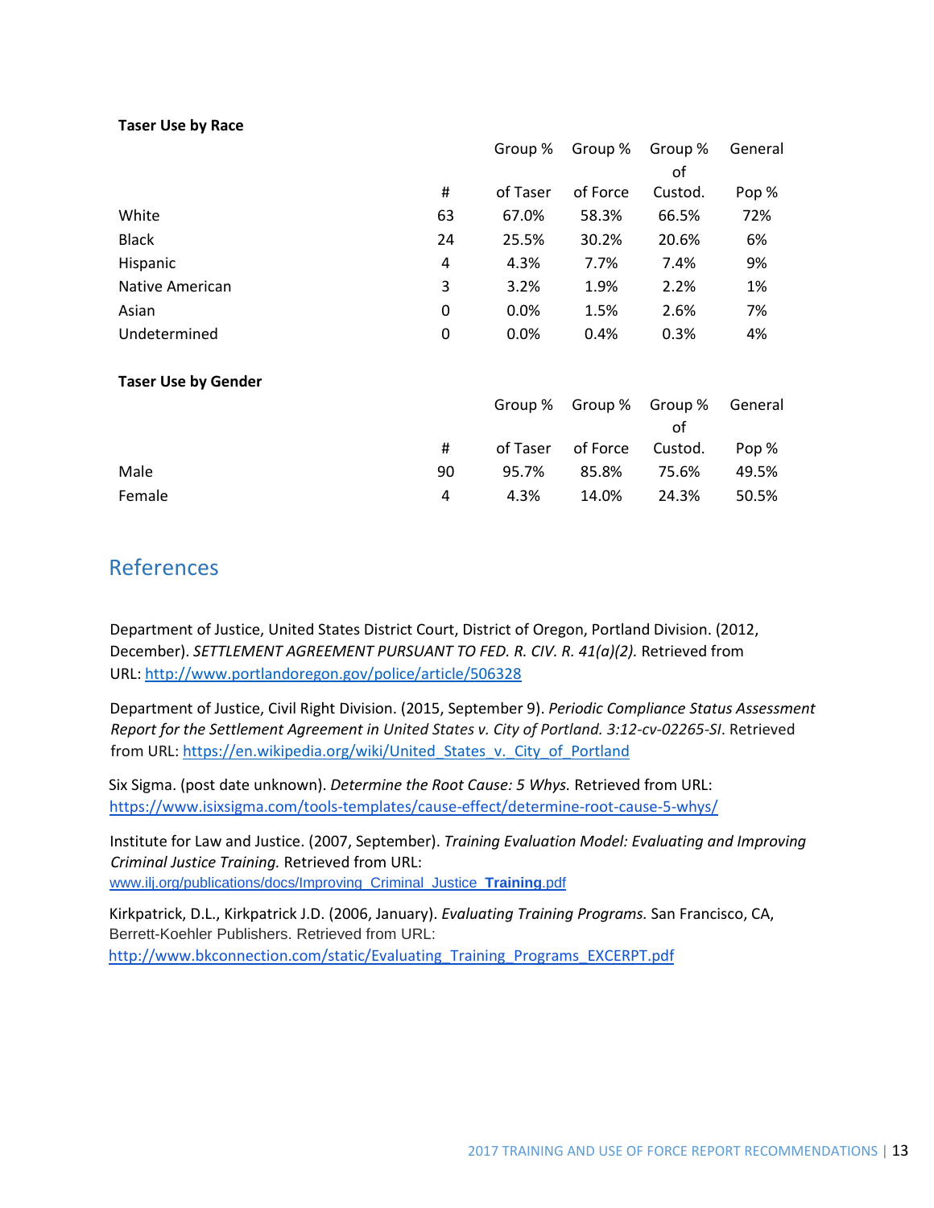**Taser Use by Race**

| | # | Group % of Taser | Group % of Force | Group % of Custod. | General Pop % |
|---|---|---|---|---|---|
| White | 63 | 67.0% | 58.3% | 66.5% | 72% |
| Black | 24 | 25.5% | 30.2% | 20.6% | 6% |
| Hispanic | 4 | 4.3% | 7.7% | 7.4% | 9% |
| Native American | 3 | 3.2% | 1.9% | 2.2% | 1% |
| Asian | 0 | 0.0% | 1.5% | 2.6% | 7% |
| Undetermined | 0 | 0.0% | 0.4% | 0.3% | 4% |

**Taser Use by Gender**

| | # | Group % of Taser | Group % of Force | Group % of Custod. | General Pop % |
|---|---|---|---|---|---|
| Male | 90 | 95.7% | 85.8% | 75.6% | 49.5% |
| Female | 4 | 4.3% | 14.0% | 24.3% | 50.5% |

## References

Department of Justice, United States District Court, District of Oregon, Portland Division. (2012, December). *SETTLEMENT AGREEMENT PURSUANT TO FED. R. CIV. R. 41(a)(2).* Retrieved from URL: http://www.portlandoregon.gov/police/article/506328

Department of Justice, Civil Right Division. (2015, September 9). *Periodic Compliance Status Assessment Report for the Settlement Agreement in United States v. City of Portland. 3:12-cv-02265-SI*. Retrieved from URL: https://en.wikipedia.org/wiki/United_States_v._City_of_Portland

Six Sigma. (post date unknown). *Determine the Root Cause: 5 Whys.* Retrieved from URL: https://www.isixsigma.com/tools-templates/cause-effect/determine-root-cause-5-whys/

Institute for Law and Justice. (2007, September). *Training Evaluation Model: Evaluating and Improving Criminal Justice Training.* Retrieved from URL: www.ilj.org/publications/docs/Improving_Criminal_Justice_**Training**.pdf

Kirkpatrick, D.L., Kirkpatrick J.D. (2006, January). *Evaluating Training Programs.* San Francisco, CA, Berrett-Koehler Publishers. Retrieved from URL: http://www.bkconnection.com/static/Evaluating_Training_Programs_EXCERPT.pdf